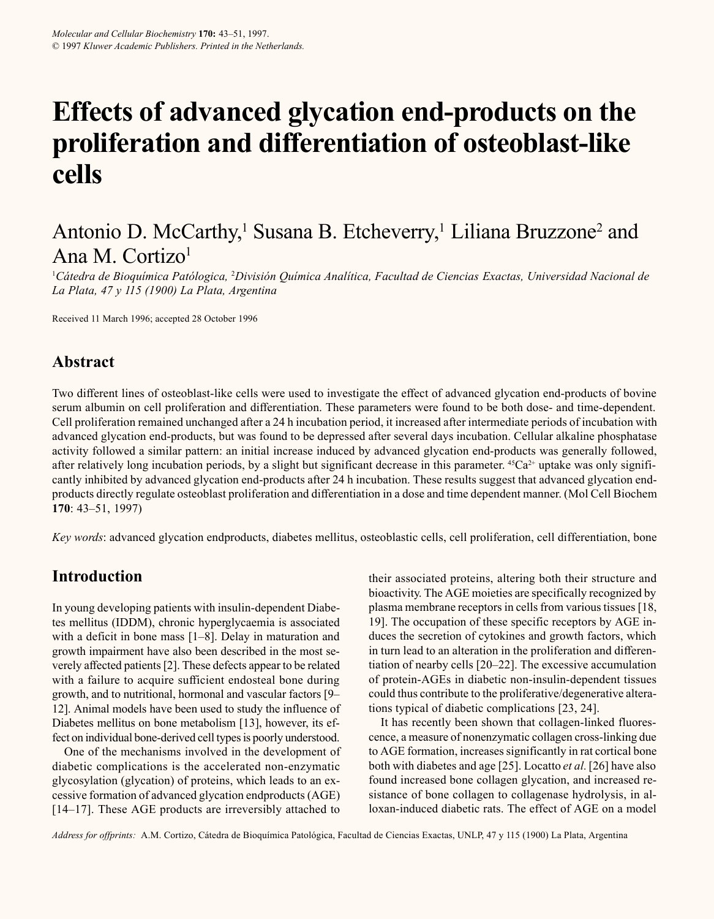# Effects of advanced glycation end-products on the proliferation and differentiation of osteoblast-like cells

Antonio D. McCarthy,[1] Susana B. Etcheverry,[1] Liliana Bruzzone[2] and Ana M. Cortizo[1]

[1]*Cátedra de Bioquímica Patólogica,* [2]*División Química Analítica, Facultad de Ciencias Exactas, Universidad Nacional de La Plata, 47 y 115 (1900) La Plata, Argentina*

Received 11 March 1996; accepted 28 October 1996

## Abstract

Two different lines of osteoblast-like cells were used to investigate the effect of advanced glycation end-products of bovine serum albumin on cell proliferation and differentiation. These parameters were found to be both dose- and time-dependent. Cell proliferation remained unchanged after a 24 h incubation period, it increased after intermediate periods of incubation with advanced glycation end-products, but was found to be depressed after several days incubation. Cellular alkaline phosphatase activity followed a similar pattern: an initial increase induced by advanced glycation end-products was generally followed, after relatively long incubation periods, by a slight but significant decrease in this parameter. $^{45}Ca^{2+}$ uptake was only significantly inhibited by advanced glycation end-products after 24 h incubation. These results suggest that advanced glycation end-products directly regulate osteoblast proliferation and differentiation in a dose and time dependent manner. (Mol Cell Biochem **170**: 43–51, 1997)

*Key words*: advanced glycation endproducts, diabetes mellitus, osteoblastic cells, cell proliferation, cell differentiation, bone

## Introduction

In young developing patients with insulin-dependent Diabetes mellitus (IDDM), chronic hyperglycaemia is associated with a deficit in bone mass [1–8]. Delay in maturation and growth impairment have also been described in the most severely affected patients [2]. These defects appear to be related with a failure to acquire sufficient endosteal bone during growth, and to nutritional, hormonal and vascular factors [9–12]. Animal models have been used to study the influence of Diabetes mellitus on bone metabolism [13], however, its effect on individual bone-derived cell types is poorly understood.

One of the mechanisms involved in the development of diabetic complications is the accelerated non-enzymatic glycosylation (glycation) of proteins, which leads to an excessive formation of advanced glycation endproducts (AGE) [14–17]. These AGE products are irreversibly attached to their associated proteins, altering both their structure and bioactivity. The AGE moieties are specifically recognized by plasma membrane receptors in cells from various tissues [18, 19]. The occupation of these specific receptors by AGE induces the secretion of cytokines and growth factors, which in turn lead to an alteration in the proliferation and differentiation of nearby cells [20–22]. The excessive accumulation of protein-AGEs in diabetic non-insulin-dependent tissues could thus contribute to the proliferative/degenerative alterations typical of diabetic complications [23, 24].

It has recently been shown that collagen-linked fluorescence, a measure of nonenzymatic collagen cross-linking due to AGE formation, increases significantly in rat cortical bone both with diabetes and age [25]. Locatto *et al.* [26] have also found increased bone collagen glycation, and increased resistance of bone collagen to collagenase hydrolysis, in alloxan-induced diabetic rats. The effect of AGE on a model

*Address for offprints:* A.M. Cortizo, Cátedra de Bioquímica Patológica, Facultad de Ciencias Exactas, UNLP, 47 y 115 (1900) La Plata, Argentina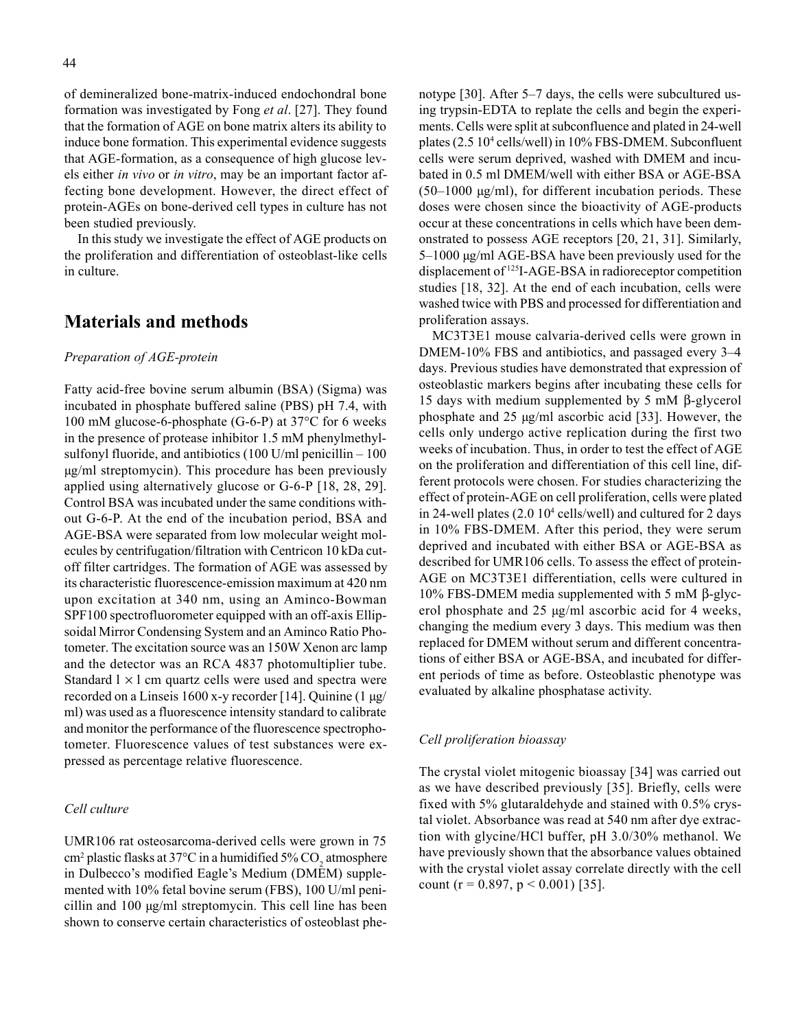of demineralized bone-matrix-induced endochondral bone formation was investigated by Fong *et al*. [27]. They found that the formation of AGE on bone matrix alters its ability to induce bone formation. This experimental evidence suggests that AGE-formation, as a consequence of high glucose levels either *in vivo* or *in vitro*, may be an important factor affecting bone development. However, the direct effect of protein-AGEs on bone-derived cell types in culture has not been studied previously.

In this study we investigate the effect of AGE products on the proliferation and differentiation of osteoblast-like cells in culture.

## Materials and methods

### *Preparation of AGE-protein*

Fatty acid-free bovine serum albumin (BSA) (Sigma) was incubated in phosphate buffered saline (PBS) pH 7.4, with 100 mM glucose-6-phosphate (G-6-P) at 37°C for 6 weeks in the presence of protease inhibitor 1.5 mM phenylmethylsulfonyl fluoride, and antibiotics (100 U/ml penicillin – 100 μg/ml streptomycin). This procedure has been previously applied using alternatively glucose or G-6-P [18, 28, 29]. Control BSA was incubated under the same conditions without G-6-P. At the end of the incubation period, BSA and AGE-BSA were separated from low molecular weight molecules by centrifugation/filtration with Centricon 10 kDa cutoff filter cartridges. The formation of AGE was assessed by its characteristic fluorescence-emission maximum at 420 nm upon excitation at 340 nm, using an Aminco-Bowman SPF100 spectrofluorometer equipped with an off-axis Ellipsoidal Mirror Condensing System and an Aminco Ratio Photometer. The excitation source was an 150W Xenon arc lamp and the detector was an RCA 4837 photomultiplier tube. Standard 1 × 1 cm quartz cells were used and spectra were recorded on a Linseis 1600 x-y recorder [14]. Quinine (1 μg/ml) was used as a fluorescence intensity standard to calibrate and monitor the performance of the fluorescence spectrophotometer. Fluorescence values of test substances were expressed as percentage relative fluorescence.

### *Cell culture*

UMR106 rat osteosarcoma-derived cells were grown in 75 cm$^2$ plastic flasks at 37°C in a humidified 5% $CO_2$ atmosphere in Dulbecco's modified Eagle's Medium (DMEM) supplemented with 10% fetal bovine serum (FBS), 100 U/ml penicillin and 100 μg/ml streptomycin. This cell line has been shown to conserve certain characteristics of osteoblast phenotype [30]. After 5–7 days, the cells were subcultured using trypsin-EDTA to replate the cells and begin the experiments. Cells were split at subconfluence and plated in 24-well plates (2.5 $10^4$ cells/well) in 10% FBS-DMEM. Subconfluent cells were serum deprived, washed with DMEM and incubated in 0.5 ml DMEM/well with either BSA or AGE-BSA (50–1000 μg/ml), for different incubation periods. These doses were chosen since the bioactivity of AGE-products occur at these concentrations in cells which have been demonstrated to possess AGE receptors [20, 21, 31]. Similarly, 5–1000 μg/ml AGE-BSA have been previously used for the displacement of $^{125}$I-AGE-BSA in radioreceptor competition studies [18, 32]. At the end of each incubation, cells were washed twice with PBS and processed for differentiation and proliferation assays.

MC3T3E1 mouse calvaria-derived cells were grown in DMEM-10% FBS and antibiotics, and passaged every 3–4 days. Previous studies have demonstrated that expression of osteoblastic markers begins after incubating these cells for 15 days with medium supplemented by 5 mM β-glycerol phosphate and 25 μg/ml ascorbic acid [33]. However, the cells only undergo active replication during the first two weeks of incubation. Thus, in order to test the effect of AGE on the proliferation and differentiation of this cell line, different protocols were chosen. For studies characterizing the effect of protein-AGE on cell proliferation, cells were plated in 24-well plates (2.0 $10^4$ cells/well) and cultured for 2 days in 10% FBS-DMEM. After this period, they were serum deprived and incubated with either BSA or AGE-BSA as described for UMR106 cells. To assess the effect of protein-AGE on MC3T3E1 differentiation, cells were cultured in 10% FBS-DMEM media supplemented with 5 mM β-glycerol phosphate and 25 μg/ml ascorbic acid for 4 weeks, changing the medium every 3 days. This medium was then replaced for DMEM without serum and different concentrations of either BSA or AGE-BSA, and incubated for different periods of time as before. Osteoblastic phenotype was evaluated by alkaline phosphatase activity.

### *Cell proliferation bioassay*

The crystal violet mitogenic bioassay [34] was carried out as we have described previously [35]. Briefly, cells were fixed with 5% glutaraldehyde and stained with 0.5% crystal violet. Absorbance was read at 540 nm after dye extraction with glycine/HCl buffer, pH 3.0/30% methanol. We have previously shown that the absorbance values obtained with the crystal violet assay correlate directly with the cell count ($r = 0.897$, $p < 0.001$) [35].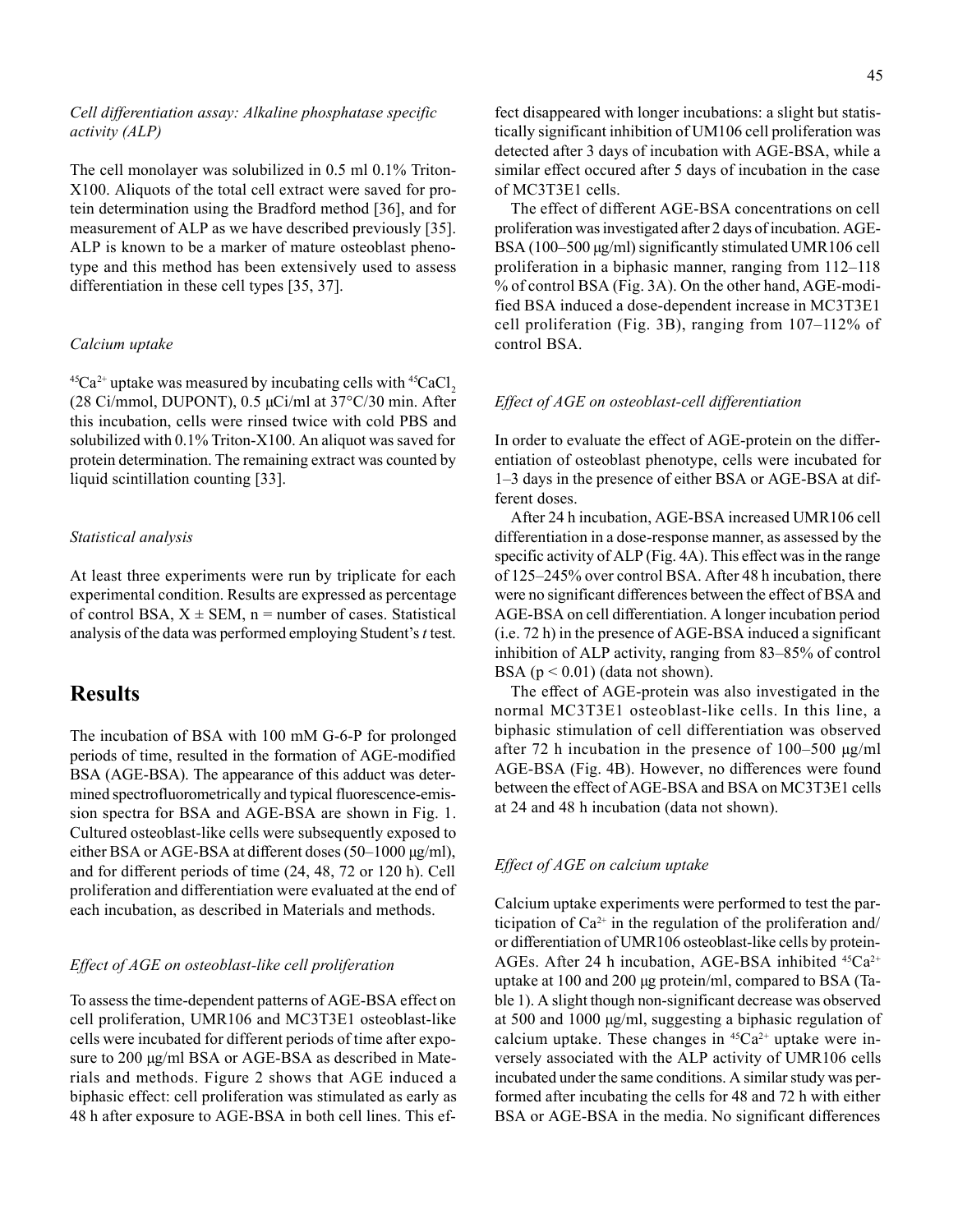### *Cell differentiation assay: Alkaline phosphatase specific activity (ALP)*

The cell monolayer was solubilized in 0.5 ml 0.1% Triton-X100. Aliquots of the total cell extract were saved for protein determination using the Bradford method [36], and for measurement of ALP as we have described previously [35]. ALP is known to be a marker of mature osteoblast phenotype and this method has been extensively used to assess differentiation in these cell types [35, 37].

### *Calcium uptake*

$^{45}Ca^{2+}$ uptake was measured by incubating cells with $^{45}CaCl_2$ (28 Ci/mmol, DUPONT), 0.5 μCi/ml at 37°C/30 min. After this incubation, cells were rinsed twice with cold PBS and solubilized with 0.1% Triton-X100. An aliquot was saved for protein determination. The remaining extract was counted by liquid scintillation counting [33].

### *Statistical analysis*

At least three experiments were run by triplicate for each experimental condition. Results are expressed as percentage of control BSA, X ± SEM, n = number of cases. Statistical analysis of the data was performed employing Student's *t* test.

## Results

The incubation of BSA with 100 mM G-6-P for prolonged periods of time, resulted in the formation of AGE-modified BSA (AGE-BSA). The appearance of this adduct was determined spectrofluorometrically and typical fluorescence-emission spectra for BSA and AGE-BSA are shown in Fig. 1. Cultured osteoblast-like cells were subsequently exposed to either BSA or AGE-BSA at different doses (50–1000 μg/ml), and for different periods of time (24, 48, 72 or 120 h). Cell proliferation and differentiation were evaluated at the end of each incubation, as described in Materials and methods.

### *Effect of AGE on osteoblast-like cell proliferation*

To assess the time-dependent patterns of AGE-BSA effect on cell proliferation, UMR106 and MC3T3E1 osteoblast-like cells were incubated for different periods of time after exposure to 200 μg/ml BSA or AGE-BSA as described in Materials and methods. Figure 2 shows that AGE induced a biphasic effect: cell proliferation was stimulated as early as 48 h after exposure to AGE-BSA in both cell lines. This effect disappeared with longer incubations: a slight but statistically significant inhibition of UM106 cell proliferation was detected after 3 days of incubation with AGE-BSA, while a similar effect occured after 5 days of incubation in the case of MC3T3E1 cells.

The effect of different AGE-BSA concentrations on cell proliferation was investigated after 2 days of incubation. AGE-BSA (100–500 μg/ml) significantly stimulated UMR106 cell proliferation in a biphasic manner, ranging from 112–118 % of control BSA (Fig. 3A). On the other hand, AGE-modified BSA induced a dose-dependent increase in MC3T3E1 cell proliferation (Fig. 3B), ranging from 107–112% of control BSA.

### *Effect of AGE on osteoblast-cell differentiation*

In order to evaluate the effect of AGE-protein on the differentiation of osteoblast phenotype, cells were incubated for 1–3 days in the presence of either BSA or AGE-BSA at different doses.

After 24 h incubation, AGE-BSA increased UMR106 cell differentiation in a dose-response manner, as assessed by the specific activity of ALP (Fig. 4A). This effect was in the range of 125–245% over control BSA. After 48 h incubation, there were no significant differences between the effect of BSA and AGE-BSA on cell differentiation. A longer incubation period (i.e. 72 h) in the presence of AGE-BSA induced a significant inhibition of ALP activity, ranging from 83–85% of control BSA ($p < 0.01$) (data not shown).

The effect of AGE-protein was also investigated in the normal MC3T3E1 osteoblast-like cells. In this line, a biphasic stimulation of cell differentiation was observed after 72 h incubation in the presence of 100–500 μg/ml AGE-BSA (Fig. 4B). However, no differences were found between the effect of AGE-BSA and BSA on MC3T3E1 cells at 24 and 48 h incubation (data not shown).

### *Effect of AGE on calcium uptake*

Calcium uptake experiments were performed to test the participation of $Ca^{2+}$ in the regulation of the proliferation and/or differentiation of UMR106 osteoblast-like cells by protein-AGEs. After 24 h incubation, AGE-BSA inhibited $^{45}Ca^{2+}$ uptake at 100 and 200 μg protein/ml, compared to BSA (Table 1). A slight though non-significant decrease was observed at 500 and 1000 μg/ml, suggesting a biphasic regulation of calcium uptake. These changes in $^{45}Ca^{2+}$ uptake were inversely associated with the ALP activity of UMR106 cells incubated under the same conditions. A similar study was performed after incubating the cells for 48 and 72 h with either BSA or AGE-BSA in the media. No significant differences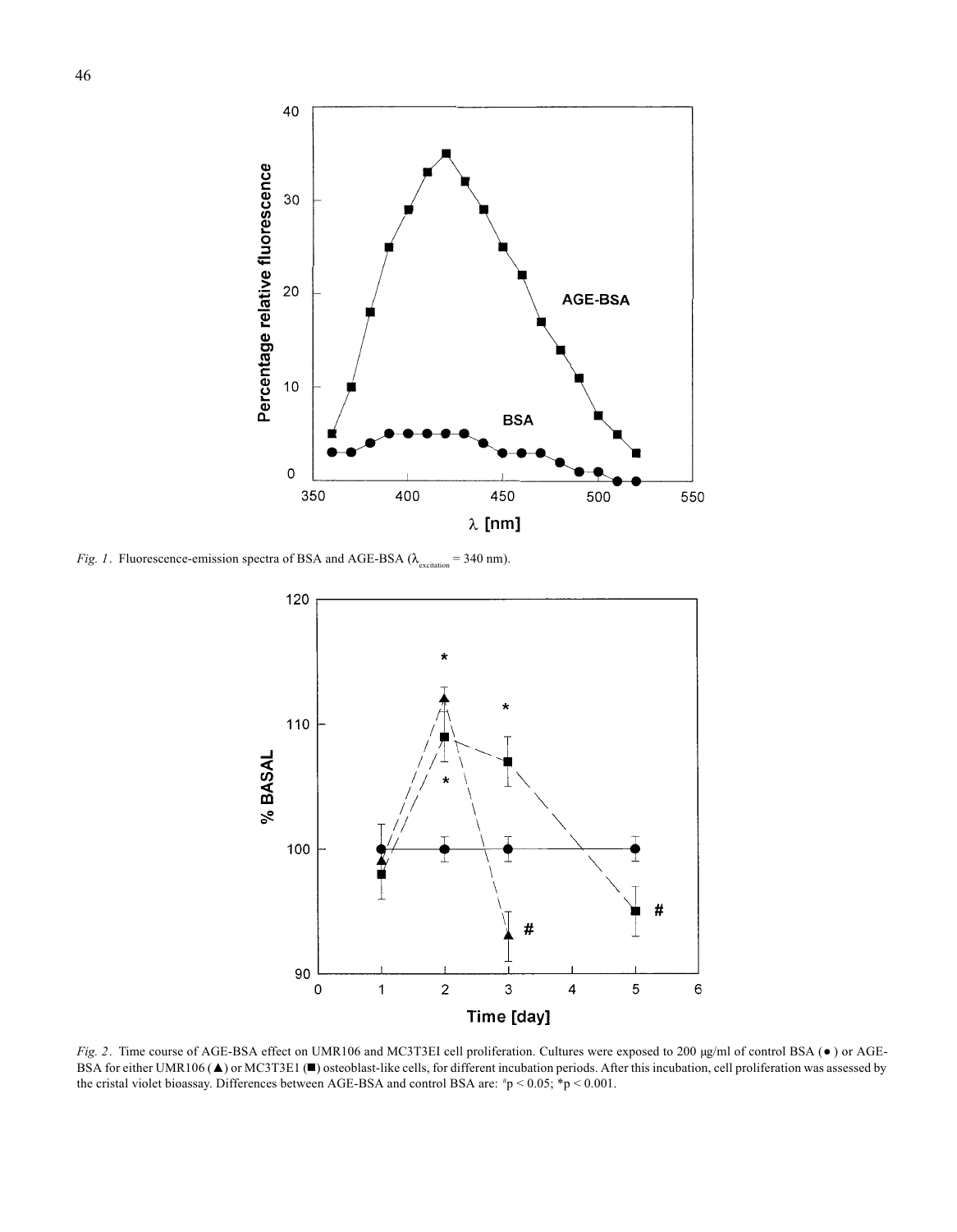40

30

20

10

0

Percentage relative fluorescence

350 400 450 500 550

λ [nm]

AGE-BSA

BSA

*Fig. 1*. Fluorescence-emission spectra of BSA and AGE-BSA ($\lambda_{excitation}$ = 340 nm).

120

110

100

90

% BASAL

0 1 2 3 4 5 6

Time [day]

*

*

*

#

#

*Fig. 2*. Time course of AGE-BSA effect on UMR106 and MC3T3EI cell proliferation. Cultures were exposed to 200 μg/ml of control BSA (●) or AGE-BSA for either UMR106 (▲) or MC3T3E1 (■) osteoblast-like cells, for different incubation periods. After this incubation, cell proliferation was assessed by the cristal violet bioassay. Differences between AGE-BSA and control BSA are: #p < 0.05; *p < 0.001.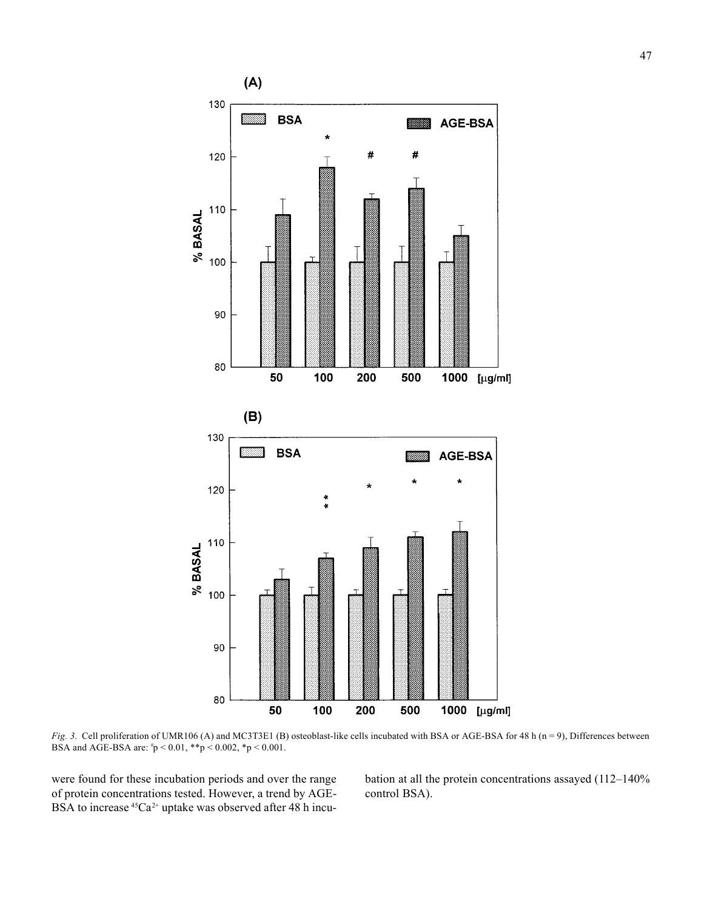(A)

130

120

110

100

90

80

% BASAL

BSA

AGE-BSA

*

#

#

50

100

200

500

1000 [μg/ml]

(B)

130

120

110

100

90

80

% BASAL

BSA

AGE-BSA

*
*

*

*

*

50

100

200

500

1000 [μg/ml]

*Fig. 3.* Cell proliferation of UMR106 (A) and MC3T3E1 (B) osteoblast-like cells incubated with BSA or AGE-BSA for 48 h (n = 9), Differences between BSA and AGE-BSA are: #$p < 0.01$, **$p < 0.002$, *$p < 0.001$.

were found for these incubation periods and over the range of protein concentrations tested. However, a trend by AGE-BSA to increase $^{45}Ca^{2+}$ uptake was observed after 48 h incubation at all the protein concentrations assayed (112–140% control BSA).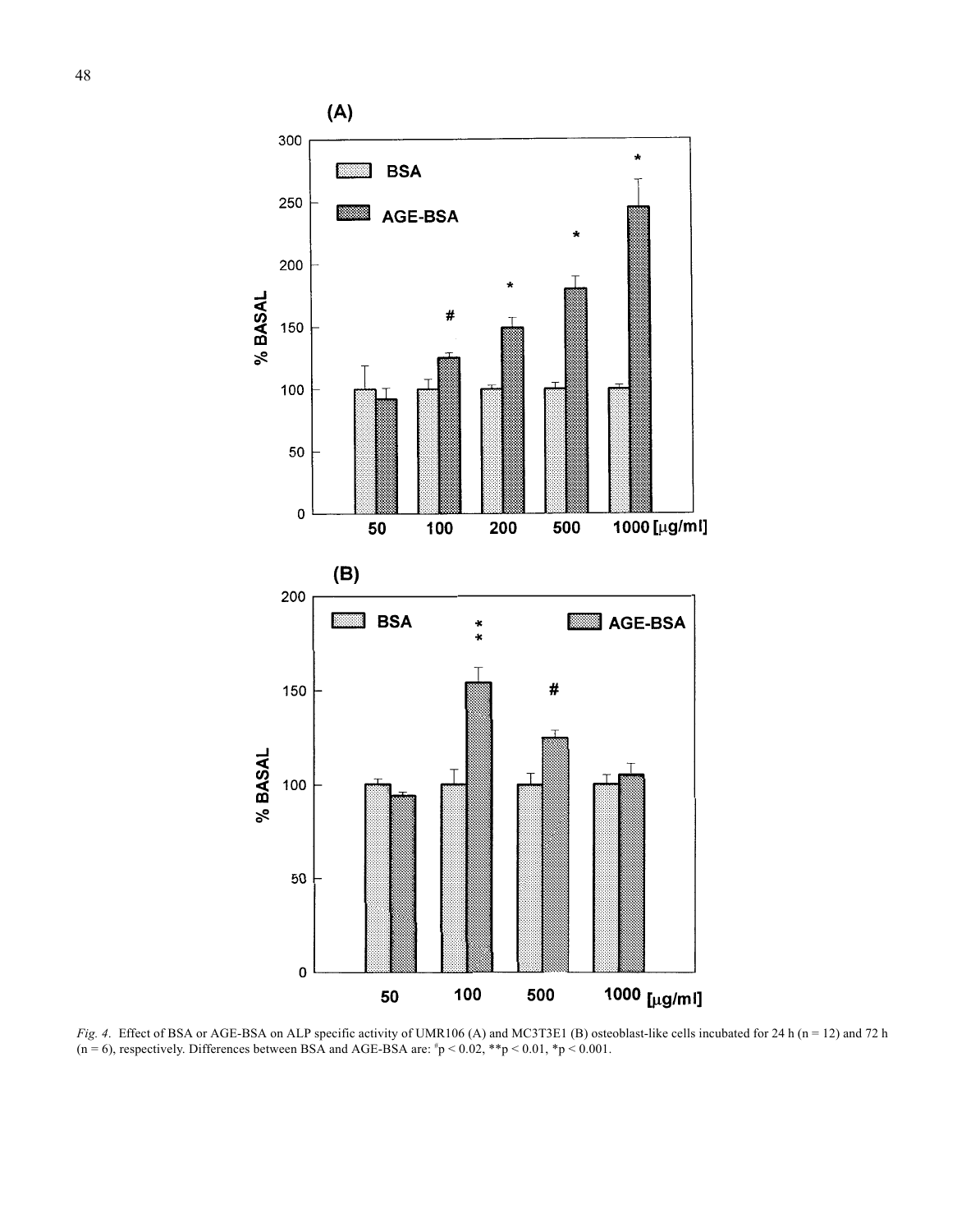(A)

300

250

200

150

100

50

0

% BASAL

BSA

AGE-BSA

#

*

*

*

50 100 200 500 1000 [μg/ml]

(B)

200

150

100

50

0

% BASAL

BSA

AGE-BSA

**

#

50 100 500 1000 [μg/ml]

*Fig. 4.* Effect of BSA or AGE-BSA on ALP specific activity of UMR106 (A) and MC3T3E1 (B) osteoblast-like cells incubated for 24 h (n = 12) and 72 h (n = 6), respectively. Differences between BSA and AGE-BSA are: #$p < 0.02$, **$p < 0.01$, *$p < 0.001$.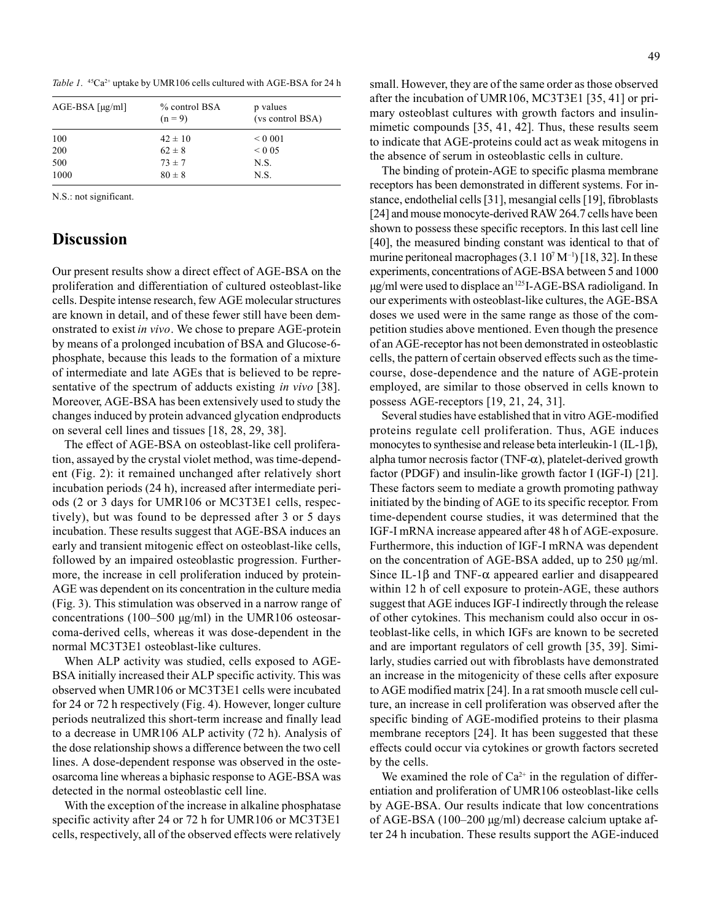*Table 1.* $^{45}Ca^{2+}$ uptake by UMR106 cells cultured with AGE-BSA for 24 h

| AGE-BSA [μg/ml] | % control BSA (n = 9) | p values (vs control BSA) |
|---|---|---|
| 100 | 42 ± 10 | < 0 001 |
| 200 | 62 ± 8 | < 0 05 |
| 500 | 73 ± 7 | N.S. |
| 1000 | 80 ± 8 | N.S. |

N.S.: not significant.

## Discussion

Our present results show a direct effect of AGE-BSA on the proliferation and differentiation of cultured osteoblast-like cells. Despite intense research, few AGE molecular structures are known in detail, and of these fewer still have been demonstrated to exist *in vivo*. We chose to prepare AGE-protein by means of a prolonged incubation of BSA and Glucose-6-phosphate, because this leads to the formation of a mixture of intermediate and late AGEs that is believed to be representative of the spectrum of adducts existing *in vivo* [38]. Moreover, AGE-BSA has been extensively used to study the changes induced by protein advanced glycation endproducts on several cell lines and tissues [18, 28, 29, 38].

The effect of AGE-BSA on osteoblast-like cell proliferation, assayed by the crystal violet method, was time-dependent (Fig. 2): it remained unchanged after relatively short incubation periods (24 h), increased after intermediate periods (2 or 3 days for UMR106 or MC3T3E1 cells, respectively), but was found to be depressed after 3 or 5 days incubation. These results suggest that AGE-BSA induces an early and transient mitogenic effect on osteoblast-like cells, followed by an impaired osteoblastic progression. Furthermore, the increase in cell proliferation induced by protein-AGE was dependent on its concentration in the culture media (Fig. 3). This stimulation was observed in a narrow range of concentrations (100–500 μg/ml) in the UMR106 osteosarcoma-derived cells, whereas it was dose-dependent in the normal MC3T3E1 osteoblast-like cultures.

When ALP activity was studied, cells exposed to AGE-BSA initially increased their ALP specific activity. This was observed when UMR106 or MC3T3E1 cells were incubated for 24 or 72 h respectively (Fig. 4). However, longer culture periods neutralized this short-term increase and finally lead to a decrease in UMR106 ALP activity (72 h). Analysis of the dose relationship shows a difference between the two cell lines. A dose-dependent response was observed in the osteosarcoma line whereas a biphasic response to AGE-BSA was detected in the normal osteoblastic cell line.

With the exception of the increase in alkaline phosphatase specific activity after 24 or 72 h for UMR106 or MC3T3E1 cells, respectively, all of the observed effects were relatively small. However, they are of the same order as those observed after the incubation of UMR106, MC3T3E1 [35, 41] or primary osteoblast cultures with growth factors and insulin-mimetic compounds [35, 41, 42]. Thus, these results seem to indicate that AGE-proteins could act as weak mitogens in the absence of serum in osteoblastic cells in culture.

The binding of protein-AGE to specific plasma membrane receptors has been demonstrated in different systems. For instance, endothelial cells [31], mesangial cells [19], fibroblasts [24] and mouse monocyte-derived RAW 264.7 cells have been shown to possess these specific receptors. In this last cell line [40], the measured binding constant was identical to that of murine peritoneal macrophages ($3.1\ 10^{7}\ M^{-1}$) [18, 32]. In these experiments, concentrations of AGE-BSA between 5 and 1000 μg/ml were used to displace an $^{125}$I-AGE-BSA radioligand. In our experiments with osteoblast-like cultures, the AGE-BSA doses we used were in the same range as those of the competition studies above mentioned. Even though the presence of an AGE-receptor has not been demonstrated in osteoblastic cells, the pattern of certain observed effects such as the time-course, dose-dependence and the nature of AGE-protein employed, are similar to those observed in cells known to possess AGE-receptors [19, 21, 24, 31].

Several studies have established that in vitro AGE-modified proteins regulate cell proliferation. Thus, AGE induces monocytes to synthesise and release beta interleukin-1 (IL-1β), alpha tumor necrosis factor (TNF-α), platelet-derived growth factor (PDGF) and insulin-like growth factor I (IGF-I) [21]. These factors seem to mediate a growth promoting pathway initiated by the binding of AGE to its specific receptor. From time-dependent course studies, it was determined that the IGF-I mRNA increase appeared after 48 h of AGE-exposure. Furthermore, this induction of IGF-I mRNA was dependent on the concentration of AGE-BSA added, up to 250 μg/ml. Since IL-1β and TNF-α appeared earlier and disappeared within 12 h of cell exposure to protein-AGE, these authors suggest that AGE induces IGF-I indirectly through the release of other cytokines. This mechanism could also occur in osteoblast-like cells, in which IGFs are known to be secreted and are important regulators of cell growth [35, 39]. Similarly, studies carried out with fibroblasts have demonstrated an increase in the mitogenicity of these cells after exposure to AGE modified matrix [24]. In a rat smooth muscle cell culture, an increase in cell proliferation was observed after the specific binding of AGE-modified proteins to their plasma membrane receptors [24]. It has been suggested that these effects could occur via cytokines or growth factors secreted by the cells.

We examined the role of $Ca^{2+}$ in the regulation of differentiation and proliferation of UMR106 osteoblast-like cells by AGE-BSA. Our results indicate that low concentrations of AGE-BSA (100–200 μg/ml) decrease calcium uptake after 24 h incubation. These results support the AGE-induced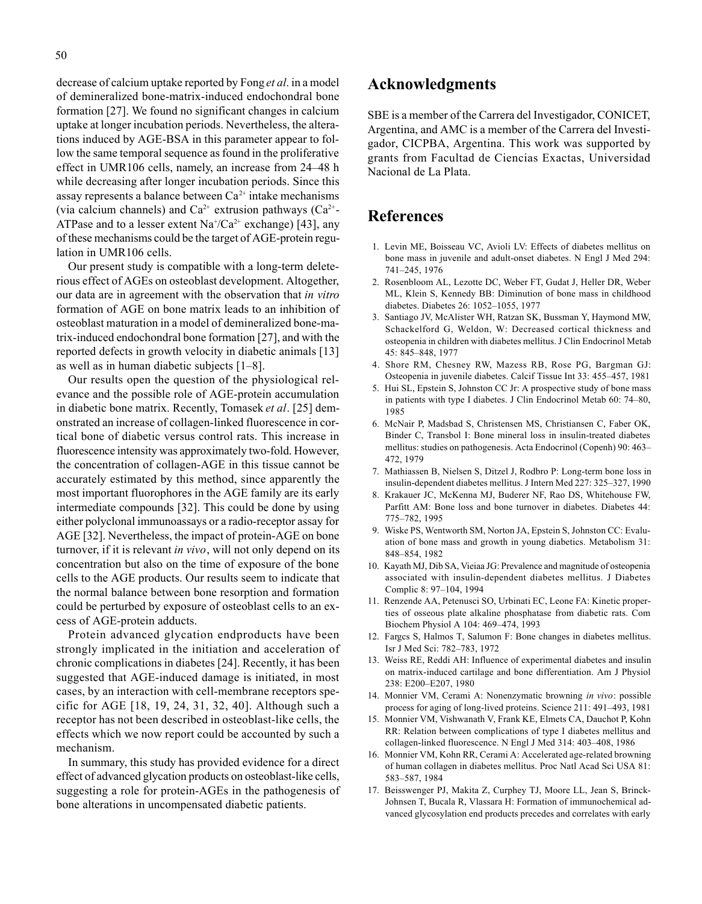decrease of calcium uptake reported by Fong *et al*. in a model of demineralized bone-matrix-induced endochondral bone formation [27]. We found no significant changes in calcium uptake at longer incubation periods. Nevertheless, the alterations induced by AGE-BSA in this parameter appear to follow the same temporal sequence as found in the proliferative effect in UMR106 cells, namely, an increase from 24–48 h while decreasing after longer incubation periods. Since this assay represents a balance between $Ca^{2+}$ intake mechanisms (via calcium channels) and $Ca^{2+}$ extrusion pathways ($Ca^{2+}$-ATPase and to a lesser extent $Na^{+}/Ca^{2+}$ exchange) [43], any of these mechanisms could be the target of AGE-protein regulation in UMR106 cells.

Our present study is compatible with a long-term deleterious effect of AGEs on osteoblast development. Altogether, our data are in agreement with the observation that *in vitro* formation of AGE on bone matrix leads to an inhibition of osteoblast maturation in a model of demineralized bone-matrix-induced endochondral bone formation [27], and with the reported defects in growth velocity in diabetic animals [13] as well as in human diabetic subjects [1–8].

Our results open the question of the physiological relevance and the possible role of AGE-protein accumulation in diabetic bone matrix. Recently, Tomasek *et al*. [25] demonstrated an increase of collagen-linked fluorescence in cortical bone of diabetic versus control rats. This increase in fluorescence intensity was approximately two-fold. However, the concentration of collagen-AGE in this tissue cannot be accurately estimated by this method, since apparently the most important fluorophores in the AGE family are its early intermediate compounds [32]. This could be done by using either polyclonal immunoassays or a radio-receptor assay for AGE [32]. Nevertheless, the impact of protein-AGE on bone turnover, if it is relevant *in vivo*, will not only depend on its concentration but also on the time of exposure of the bone cells to the AGE products. Our results seem to indicate that the normal balance between bone resorption and formation could be perturbed by exposure of osteoblast cells to an excess of AGE-protein adducts.

Protein advanced glycation endproducts have been strongly implicated in the initiation and acceleration of chronic complications in diabetes [24]. Recently, it has been suggested that AGE-induced damage is initiated, in most cases, by an interaction with cell-membrane receptors specific for AGE [18, 19, 24, 31, 32, 40]. Although such a receptor has not been described in osteoblast-like cells, the effects which we now report could be accounted by such a mechanism.

In summary, this study has provided evidence for a direct effect of advanced glycation products on osteoblast-like cells, suggesting a role for protein-AGEs in the pathogenesis of bone alterations in uncompensated diabetic patients.

## Acknowledgments

SBE is a member of the Carrera del Investigador, CONICET, Argentina, and AMC is a member of the Carrera del Investigador, CICPBA, Argentina. This work was supported by grants from Facultad de Ciencias Exactas, Universidad Nacional de La Plata.

## References

1. Levin ME, Boisseau VC, Avioli LV: Effects of diabetes mellitus on bone mass in juvenile and adult-onset diabetes. N Engl J Med 294: 741–245, 1976
2. Rosenbloom AL, Lezotte DC, Weber FT, Gudat J, Heller DR, Weber ML, Klein S, Kennedy BB: Diminution of bone mass in childhood diabetes. Diabetes 26: 1052–1055, 1977
3. Santiago JV, McAlister WH, Ratzan SK, Bussman Y, Haymond MW, Schackelford G, Weldon, W: Decreased cortical thickness and osteopenia in children with diabetes mellitus. J Clin Endocrinol Metab 45: 845–848, 1977
4. Shore RM, Chesney RW, Mazess RB, Rose PG, Bargman GJ: Osteopenia in juvenile diabetes. Calcif Tissue Int 33: 455–457, 1981
5. Hui SL, Epstein S, Johnston CC Jr: A prospective study of bone mass in patients with type I diabetes. J Clin Endocrinol Metab 60: 74–80, 1985
6. McNair P, Madsbad S, Christensen MS, Christiansen C, Faber OK, Binder C, Transbol I: Bone mineral loss in insulin-treated diabetes mellitus: studies on pathogenesis. Acta Endocrinol (Copenh) 90: 463–472, 1979
7. Mathiassen B, Nielsen S, Ditzel J, Rodbro P: Long-term bone loss in insulin-dependent diabetes mellitus. J Intern Med 227: 325–327, 1990
8. Krakauer JC, McKenna MJ, Buderer NF, Rao DS, Whitehouse FW, Parfitt AM: Bone loss and bone turnover in diabetes. Diabetes 44: 775–782, 1995
9. Wiske PS, Wentworth SM, Norton JA, Epstein S, Johnston CC: Evaluation of bone mass and growth in young diabetics. Metabolism 31: 848–854, 1982
10. Kayath MJ, Dib SA, Vieiaa JG: Prevalence and magnitude of osteopenia associated with insulin-dependent diabetes mellitus. J Diabetes Complic 8: 97–104, 1994
11. Renzende AA, Petenusci SO, Urbinati EC, Leone FA: Kinetic properties of osseous plate alkaline phosphatase from diabetic rats. Com Biochem Physiol A 104: 469–474, 1993
12. Fargcs S, Halmos T, Salumon F: Bone changes in diabetes mellitus. Isr J Med Sci: 782–783, 1972
13. Weiss RE, Reddi AH: Influence of experimental diabetes and insulin on matrix-induced cartilage and bone differentiation. Am J Physiol 238: E200–E207, 1980
14. Monnier VM, Cerami A: Nonenzymatic browning *in vivo*: possible process for aging of long-lived proteins. Science 211: 491–493, 1981
15. Monnier VM, Vishwanath V, Frank KE, Elmets CA, Dauchot P, Kohn RR: Relation between complications of type I diabetes mellitus and collagen-linked fluorescence. N Engl J Med 314: 403–408, 1986
16. Monnier VM, Kohn RR, Cerami A: Accelerated age-related browning of human collagen in diabetes mellitus. Proc Natl Acad Sci USA 81: 583–587, 1984
17. Beisswenger PJ, Makita Z, Curphey TJ, Moore LL, Jean S, Brinck-Johnsen T, Bucala R, Vlassara H: Formation of immunochemical advanced glycosylation end products precedes and correlates with early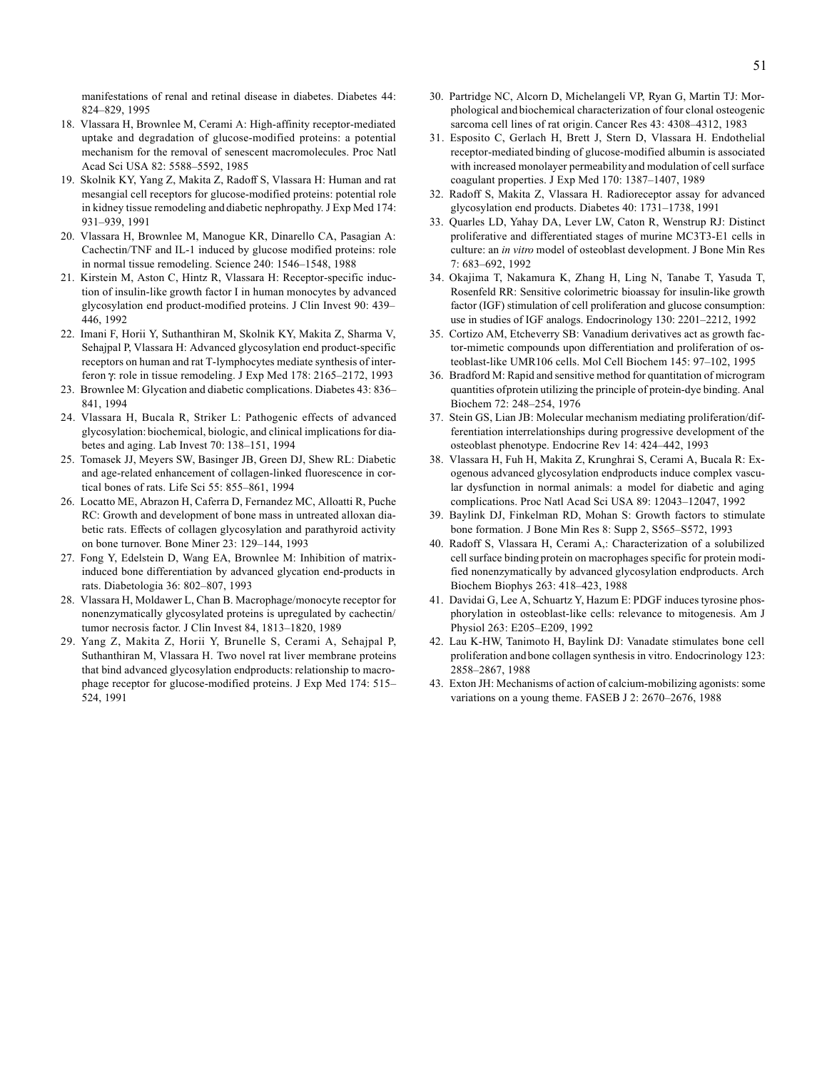manifestations of renal and retinal disease in diabetes. Diabetes 44: 824–829, 1995

18. Vlassara H, Brownlee M, Cerami A: High-affinity receptor-mediated uptake and degradation of glucose-modified proteins: a potential mechanism for the removal of senescent macromolecules. Proc Natl Acad Sci USA 82: 5588–5592, 1985
19. Skolnik KY, Yang Z, Makita Z, Radoff S, Vlassara H: Human and rat mesangial cell receptors for glucose-modified proteins: potential role in kidney tissue remodeling and diabetic nephropathy. J Exp Med 174: 931–939, 1991
20. Vlassara H, Brownlee M, Manogue KR, Dinarello CA, Pasagian A: Cachectin/TNF and IL-1 induced by glucose modified proteins: role in normal tissue remodeling. Science 240: 1546–1548, 1988
21. Kirstein M, Aston C, Hintz R, Vlassara H: Receptor-specific induction of insulin-like growth factor I in human monocytes by advanced glycosylation end product-modified proteins. J Clin Invest 90: 439–446, 1992
22. Imani F, Horii Y, Suthanthiran M, Skolnik KY, Makita Z, Sharma V, Sehajpal P, Vlassara H: Advanced glycosylation end product-specific receptors on human and rat T-lymphocytes mediate synthesis of interferon γ: role in tissue remodeling. J Exp Med 178: 2165–2172, 1993
23. Brownlee M: Glycation and diabetic complications. Diabetes 43: 836–841, 1994
24. Vlassara H, Bucala R, Striker L: Pathogenic effects of advanced glycosylation: biochemical, biologic, and clinical implications for diabetes and aging. Lab Invest 70: 138–151, 1994
25. Tomasek JJ, Meyers SW, Basinger JB, Green DJ, Shew RL: Diabetic and age-related enhancement of collagen-linked fluorescence in cortical bones of rats. Life Sci 55: 855–861, 1994
26. Locatto ME, Abrazon H, Caferra D, Fernandez MC, Alloatti R, Puche RC: Growth and development of bone mass in untreated alloxan diabetic rats. Effects of collagen glycosylation and parathyroid activity on bone turnover. Bone Miner 23: 129–144, 1993
27. Fong Y, Edelstein D, Wang EA, Brownlee M: Inhibition of matrix-induced bone differentiation by advanced glycation end-products in rats. Diabetologia 36: 802–807, 1993
28. Vlassara H, Moldawer L, Chan B. Macrophage/monocyte receptor for nonenzymatically glycosylated proteins is upregulated by cachectin/tumor necrosis factor. J Clin Invest 84, 1813–1820, 1989
29. Yang Z, Makita Z, Horii Y, Brunelle S, Cerami A, Sehajpal P, Suthanthiran M, Vlassara H. Two novel rat liver membrane proteins that bind advanced glycosylation endproducts: relationship to macrophage receptor for glucose-modified proteins. J Exp Med 174: 515–524, 1991
30. Partridge NC, Alcorn D, Michelangeli VP, Ryan G, Martin TJ: Morphological and biochemical characterization of four clonal osteogenic sarcoma cell lines of rat origin. Cancer Res 43: 4308–4312, 1983
31. Esposito C, Gerlach H, Brett J, Stern D, Vlassara H. Endothelial receptor-mediated binding of glucose-modified albumin is associated with increased monolayer permeability and modulation of cell surface coagulant properties. J Exp Med 170: 1387–1407, 1989
32. Radoff S, Makita Z, Vlassara H. Radioreceptor assay for advanced glycosylation end products. Diabetes 40: 1731–1738, 1991
33. Quarles LD, Yahay DA, Lever LW, Caton R, Wenstrup RJ: Distinct proliferative and differentiated stages of murine MC3T3-E1 cells in culture: an *in vitro* model of osteoblast development. J Bone Min Res 7: 683–692, 1992
34. Okajima T, Nakamura K, Zhang H, Ling N, Tanabe T, Yasuda T, Rosenfeld RR: Sensitive colorimetric bioassay for insulin-like growth factor (IGF) stimulation of cell proliferation and glucose consumption: use in studies of IGF analogs. Endocrinology 130: 2201–2212, 1992
35. Cortizo AM, Etcheverry SB: Vanadium derivatives act as growth factor-mimetic compounds upon differentiation and proliferation of osteoblast-like UMR106 cells. Mol Cell Biochem 145: 97–102, 1995
36. Bradford M: Rapid and sensitive method for quantitation of microgram quantities of protein utilizing the principle of protein-dye binding. Anal Biochem 72: 248–254, 1976
37. Stein GS, Lian JB: Molecular mechanism mediating proliferation/differentiation interrelationships during progressive development of the osteoblast phenotype. Endocrine Rev 14: 424–442, 1993
38. Vlassara H, Fuh H, Makita Z, Krunghrai S, Cerami A, Bucala R: Exogenous advanced glycosylation endproducts induce complex vascular dysfunction in normal animals: a model for diabetic and aging complications. Proc Natl Acad Sci USA 89: 12043–12047, 1992
39. Baylink DJ, Finkelman RD, Mohan S: Growth factors to stimulate bone formation. J Bone Min Res 8: Supp 2, S565–S572, 1993
40. Radoff S, Vlassara H, Cerami A,: Characterization of a solubilized cell surface binding protein on macrophages specific for protein modified nonenzymatically by advanced glycosylation endproducts. Arch Biochem Biophys 263: 418–423, 1988
41. Davidai G, Lee A, Schuartz Y, Hazum E: PDGF induces tyrosine phosphorylation in osteoblast-like cells: relevance to mitogenesis. Am J Physiol 263: E205–E209, 1992
42. Lau K-HW, Tanimoto H, Baylink DJ: Vanadate stimulates bone cell proliferation and bone collagen synthesis in vitro. Endocrinology 123: 2858–2867, 1988
43. Exton JH: Mechanisms of action of calcium-mobilizing agonists: some variations on a young theme. FASEB J 2: 2670–2676, 1988